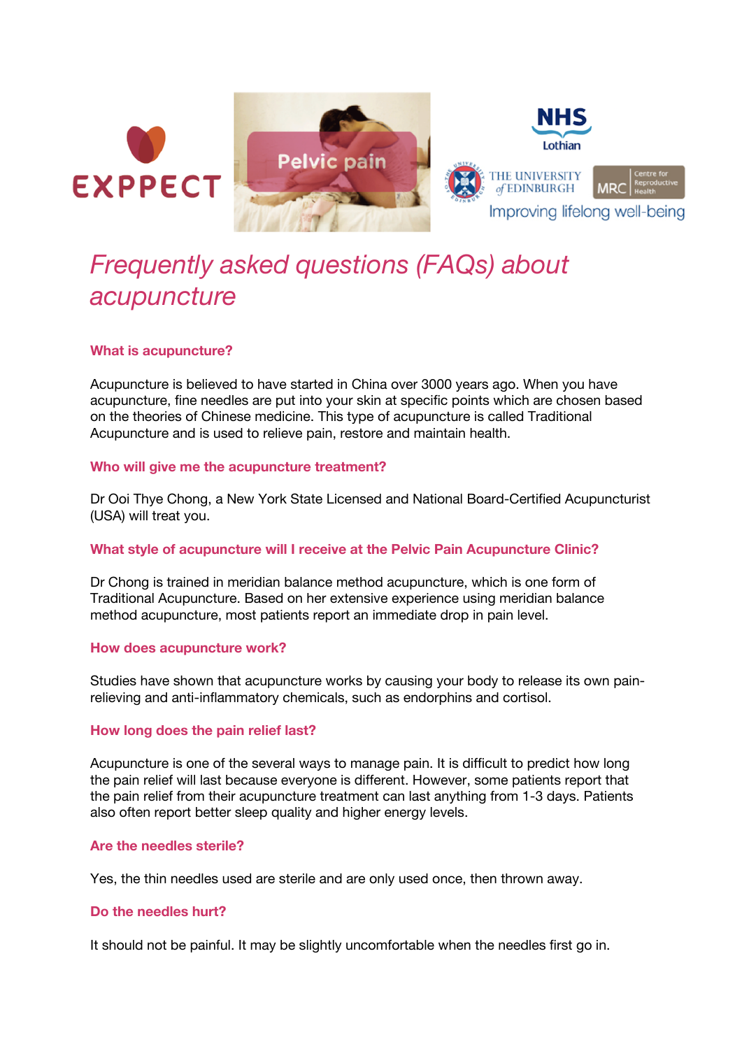# *Frequently asked questions (FAQs) about acupuncture*

### What is acupuncture?

Acupuncture is believed to have started in China over 3000 years ago. When you have acupuncture, fine needles are put into your skin at specific points which are chosen based on the theories of Chinese medicine. This type of acupuncture is called Traditional Acupuncture and is used to relieve pain, restore and maintain health.

### Who will give me the acupuncture treatment?

Dr Ooi Thye Chong, a New York State Licensed and National Board-Certified Acupuncturist (USA) will treat you.

### What style of acupuncture will I receive at the Pelvic Pain Acupuncture Clinic?

Dr Chong is trained in meridian balance method acupuncture, which is one form of Traditional Acupuncture. Based on her extensive experience using meridian balance method acupuncture, most patients report an immediate drop in pain level.

### How does acupuncture work?

Studies have shown that acupuncture works by causing your body to release its own pain-relieving and anti-inflammatory chemicals, such as endorphins and cortisol.

### How long does the pain relief last?

Acupuncture is one of the several ways to manage pain. It is difficult to predict how long the pain relief will last because everyone is different. However, some patients report that the pain relief from their acupuncture treatment can last anything from 1-3 days. Patients also often report better sleep quality and higher energy levels.

### Are the needles sterile?

Yes, the thin needles used are sterile and are only used once, then thrown away.

### Do the needles hurt?

It should not be painful. It may be slightly uncomfortable when the needles first go in.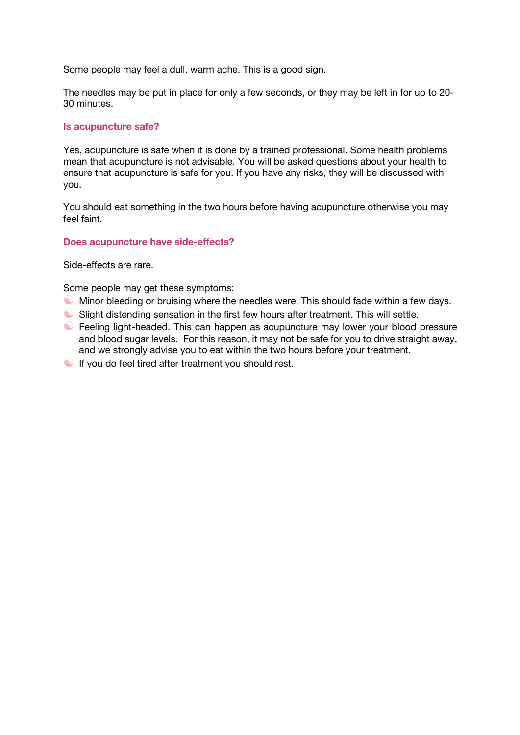Some people may feel a dull, warm ache. This is a good sign.

The needles may be put in place for only a few seconds, or they may be left in for up to 20-30 minutes.

## Is acupuncture safe?

Yes, acupuncture is safe when it is done by a trained professional. Some health problems mean that acupuncture is not advisable. You will be asked questions about your health to ensure that acupuncture is safe for you. If you have any risks, they will be discussed with you.

You should eat something in the two hours before having acupuncture otherwise you may feel faint.

## Does acupuncture have side-effects?

Side-effects are rare.

Some people may get these symptoms:

- Minor bleeding or bruising where the needles were. This should fade within a few days.
- Slight distending sensation in the first few hours after treatment. This will settle.
- Feeling light-headed. This can happen as acupuncture may lower your blood pressure and blood sugar levels. For this reason, it may not be safe for you to drive straight away, and we strongly advise you to eat within the two hours before your treatment.
- If you do feel tired after treatment you should rest.